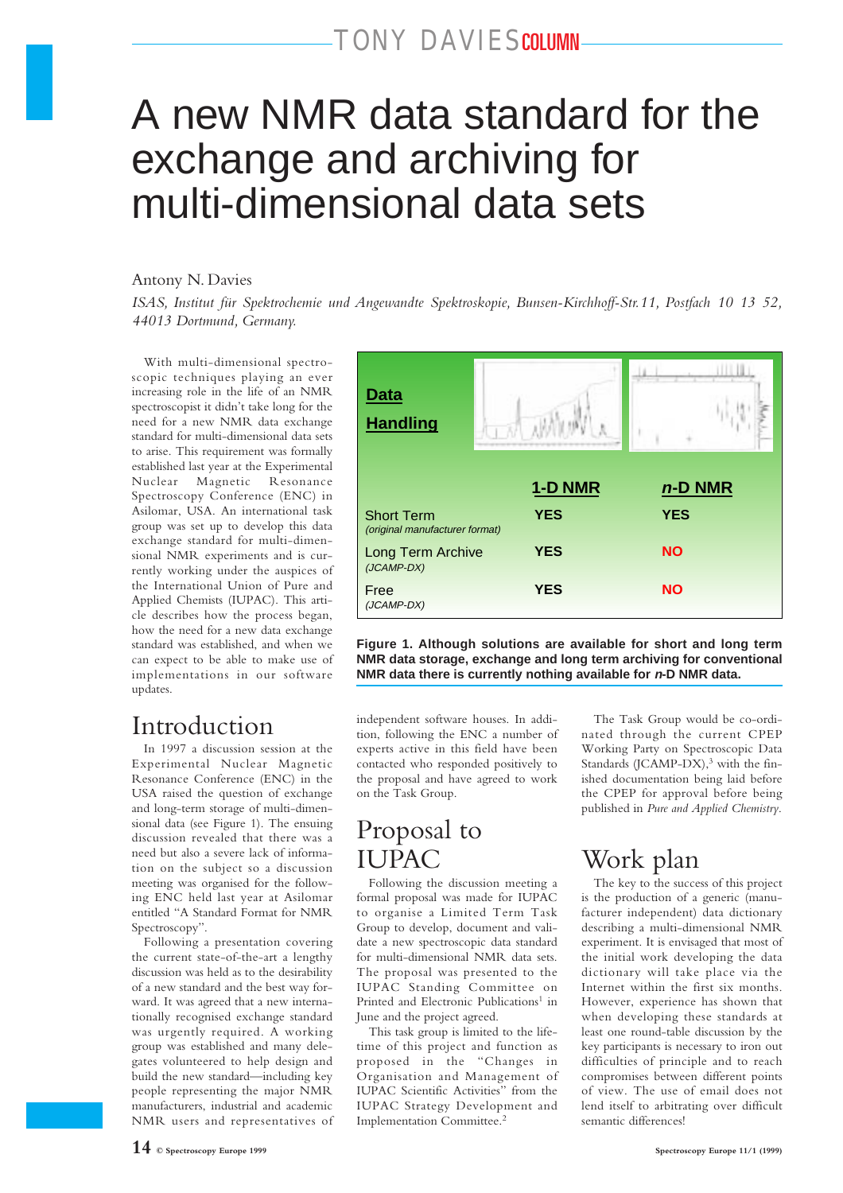TONY DAVIES COLUMN

# A new NMR data standard for the exchange and archiving for multi-dimensional data sets

Antony N. Davies

*ISAS, Institut für Spektrochemie und Angewandte Spektroskopie, Bunsen-Kirchhoff-Str.11, Postfach 10 13 52, 44013 Dortmund, Germany.*

With multi-dimensional spectroscopic techniques playing an ever increasing role in the life of an NMR spectroscopist it didn't take long for the need for a new NMR data exchange standard for multi-dimensional data sets to arise. This requirement was formally established last year at the Experimental Nuclear Magnetic Resonance Spectroscopy Conference (ENC) in Asilomar, USA. An international task group was set up to develop this data exchange standard for multi-dimensional NMR experiments and is currently working under the auspices of the International Union of Pure and Applied Chemists (IUPAC). This article describes how the process began, how the need for a new data exchange standard was established, and when we can expect to be able to make use of implementations in our software updates.

| Data Handling | 1-D NMR | *n*-D NMR |
|---|---|---|
| Short Term *(original manufacturer format)* | YES | YES |
| Long Term Archive *(JCAMP-DX)* | YES | NO |
| Free *(JCAMP-DX)* | YES | NO |

**Figure 1. Although solutions are available for short and long term NMR data storage, exchange and long term archiving for conventional NMR data there is currently nothing available for *n*-D NMR data.**

## Introduction

In 1997 a discussion session at the Experimental Nuclear Magnetic Resonance Conference (ENC) in the USA raised the question of exchange and long-term storage of multi-dimensional data (see Figure 1). The ensuing discussion revealed that there was a need but also a severe lack of information on the subject so a discussion meeting was organised for the following ENC held last year at Asilomar entitled "A Standard Format for NMR Spectroscopy".

Following a presentation covering the current state-of-the-art a lengthy discussion was held as to the desirability of a new standard and the best way forward. It was agreed that a new internationally recognised exchange standard was urgently required. A working group was established and many delegates volunteered to help design and build the new standard—including key people representing the major NMR manufacturers, industrial and academic NMR users and representatives of independent software houses. In addition, following the ENC a number of experts active in this field have been contacted who responded positively to the proposal and have agreed to work on the Task Group.

## Proposal to IUPAC

Following the discussion meeting a formal proposal was made for IUPAC to organise a Limited Term Task Group to develop, document and validate a new spectroscopic data standard for multi-dimensional NMR data sets. The proposal was presented to the IUPAC Standing Committee on Printed and Electronic Publications[1] in June and the project agreed.

This task group is limited to the lifetime of this project and function as proposed in the "Changes in Organisation and Management of IUPAC Scientific Activities" from the IUPAC Strategy Development and Implementation Committee.[2]

The Task Group would be co-ordinated through the current CPEP Working Party on Spectroscopic Data Standards (JCAMP-DX),[3] with the finished documentation being laid before the CPEP for approval before being published in *Pure and Applied Chemistry*.

## Work plan

The key to the success of this project is the production of a generic (manufacturer independent) data dictionary describing a multi-dimensional NMR experiment. It is envisaged that most of the initial work developing the data dictionary will take place via the Internet within the first six months. However, experience has shown that when developing these standards at least one round-table discussion by the key participants is necessary to iron out difficulties of principle and to reach compromises between different points of view. The use of email does not lend itself to arbitrating over difficult semantic differences!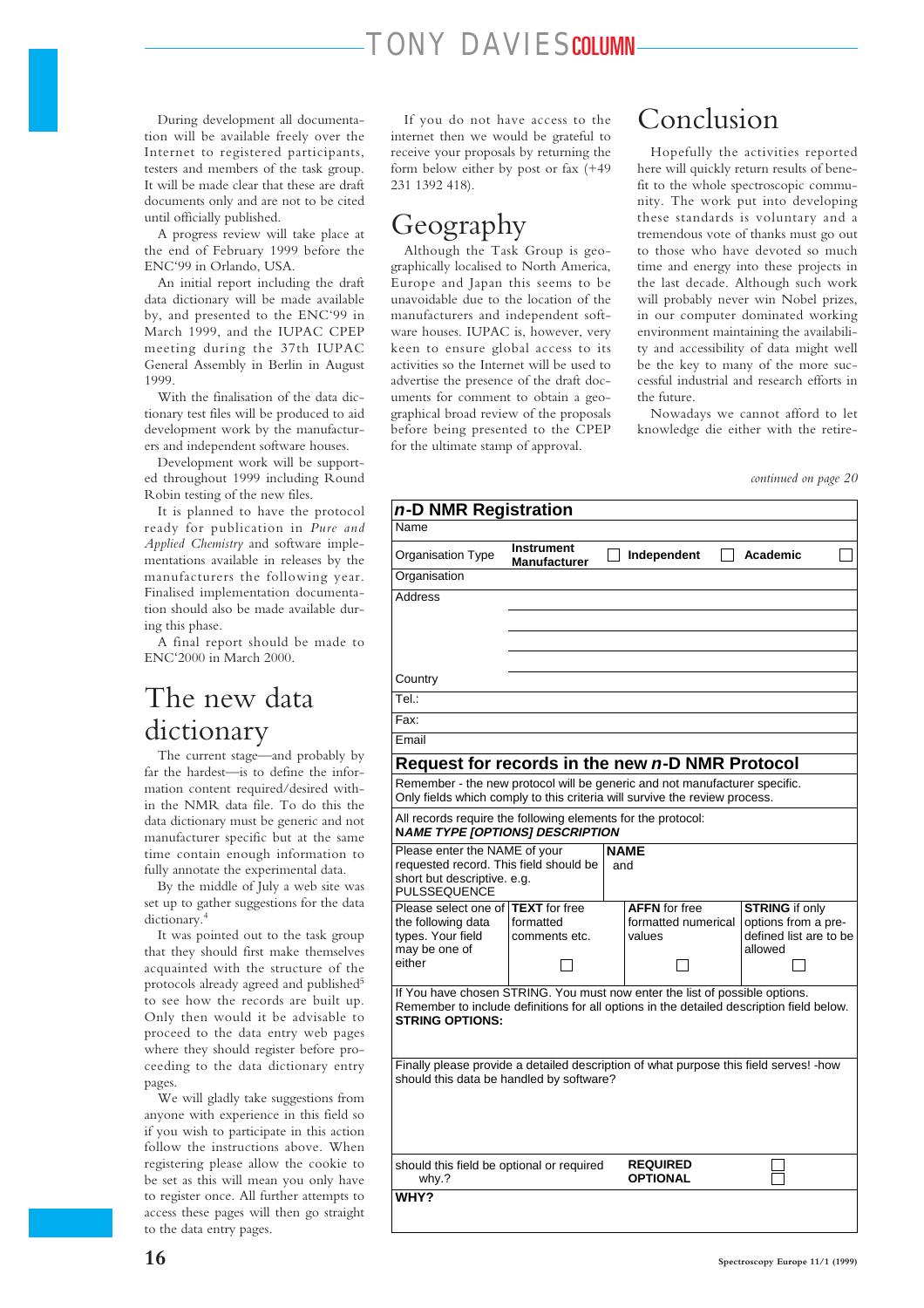During development all documentation will be available freely over the Internet to registered participants, testers and members of the task group. It will be made clear that these are draft documents only and are not to be cited until officially published.

A progress review will take place at the end of February 1999 before the ENC'99 in Orlando, USA.

An initial report including the draft data dictionary will be made available by, and presented to the ENC'99 in March 1999, and the IUPAC CPEP meeting during the 37th IUPAC General Assembly in Berlin in August 1999.

With the finalisation of the data dictionary test files will be produced to aid development work by the manufacturers and independent software houses.

Development work will be supported throughout 1999 including Round Robin testing of the new files.

It is planned to have the protocol ready for publication in *Pure and Applied Chemistry* and software implementations available in releases by the manufacturers the following year. Finalised implementation documentation should also be made available during this phase.

A final report should be made to ENC'2000 in March 2000.

## The new data dictionary

The current stage—and probably by far the hardest—is to define the information content required/desired within the NMR data file. To do this the data dictionary must be generic and not manufacturer specific but at the same time contain enough information to fully annotate the experimental data.

By the middle of July a web site was set up to gather suggestions for the data dictionary.[4]

It was pointed out to the task group that they should first make themselves acquainted with the structure of the protocols already agreed and published[5] to see how the records are built up. Only then would it be advisable to proceed to the data entry web pages where they should register before proceeding to the data dictionary entry pages.

We will gladly take suggestions from anyone with experience in this field so if you wish to participate in this action follow the instructions above. When registering please allow the cookie to be set as this will mean you only have to register once. All further attempts to access these pages will then go straight to the data entry pages.

If you do not have access to the internet then we would be grateful to receive your proposals by returning the form below either by post or fax (+49 231 1392 418).

## Geography

Although the Task Group is geographically localised to North America, Europe and Japan this seems to be unavoidable due to the location of the manufacturers and independent software houses. IUPAC is, however, very keen to ensure global access to its activities so the Internet will be used to advertise the presence of the draft documents for comment to obtain a geographical broad review of the proposals before being presented to the CPEP for the ultimate stamp of approval.

## Conclusion

Hopefully the activities reported here will quickly return results of benefit to the whole spectroscopic community. The work put into developing these standards is voluntary and a tremendous vote of thanks must go out to those who have devoted so much time and energy into these projects in the last decade. Although such work will probably never win Nobel prizes, in our computer dominated working environment maintaining the availability and accessibility of data might well be the key to many of the more successful industrial and research efforts in the future.

Nowadays we cannot afford to let knowledge die either with the retire-

*continued on page 20*

### *n*-D NMR Registration

| | | | | | | |
|---|---|---|---|---|---|---|
| Name | | | | | | |
| Organisation Type | **Instrument Manufacturer** | ☐ | **Independent** | ☐ | **Academic** | ☐ |
| Organisation | | | | | | |
| Address | | | | | | |
| Country | | | | | | |
| Tel.: | | | | | | |
| Fax: | | | | | | |
| Email | | | | | | |

### Request for records in the new *n*-D NMR Protocol

Remember - the new protocol will be generic and not manufacturer specific. Only fields which comply to this criteria will survive the review process.

All records require the following elements for the protocol:
***NAME TYPE [OPTIONS] DESCRIPTION***

| | | | |
|---|---|---|---|
| Please enter the NAME of your requested record. This field should be short but descriptive. e.g. PULSSEQUENCE | **NAME** and | | |
| Please select one of the following data types. Your field may be one of either | **TEXT** for free formatted comments etc. ☐ | **AFFN** for free formatted numerical values ☐ | **STRING** if only options from a pre-defined list are to be allowed ☐ |

If You have chosen STRING. You must now enter the list of possible options.
Remember to include definitions for all options in the detailed description field below.
**STRING OPTIONS:**

Finally please provide a detailed description of what purpose this field serves! -how should this data be handled by software?

| | | |
|---|---|---|
| should this field be optional or required why.? | **REQUIRED** | ☐ |
| | **OPTIONAL** | ☐ |

**WHY?**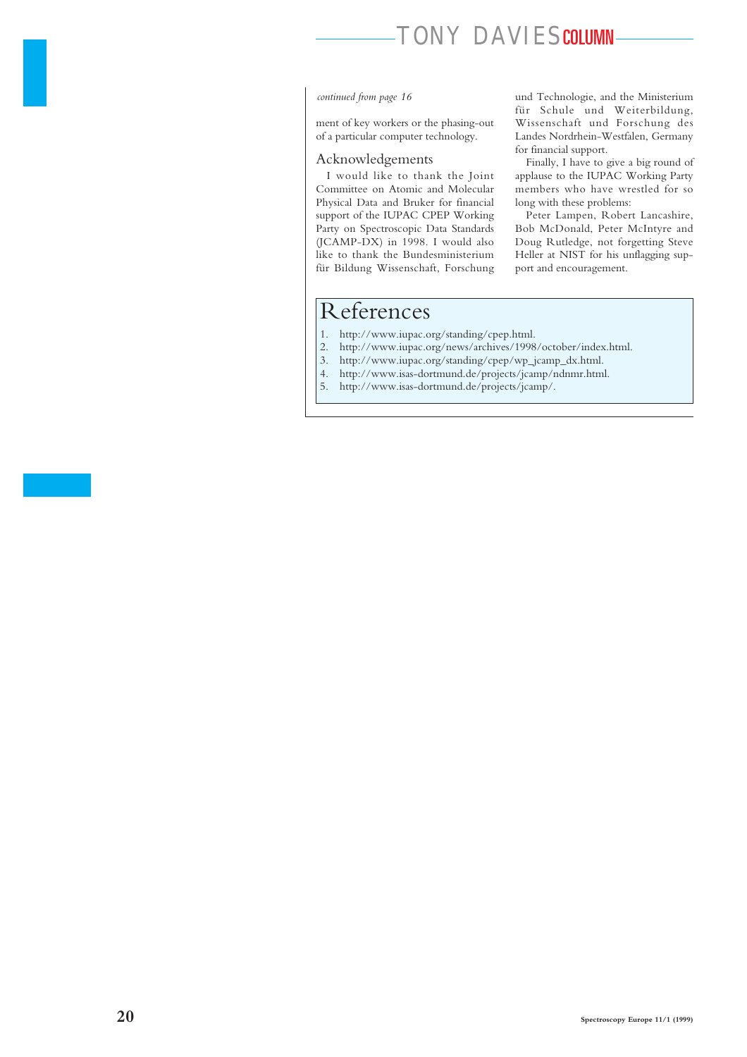*continued from page 16*

ment of key workers or the phasing-out of a particular computer technology.

## Acknowledgements

I would like to thank the Joint Committee on Atomic and Molecular Physical Data and Bruker for financial support of the IUPAC CPEP Working Party on Spectroscopic Data Standards (JCAMP-DX) in 1998. I would also like to thank the Bundesministerium für Bildung Wissenschaft, Forschung und Technologie, and the Ministerium für Schule und Weiterbildung, Wissenschaft und Forschung des Landes Nordrhein-Westfalen, Germany for financial support.

Finally, I have to give a big round of applause to the IUPAC Working Party members who have wrestled for so long with these problems:

Peter Lampen, Robert Lancashire, Bob McDonald, Peter McIntyre and Doug Rutledge, not forgetting Steve Heller at NIST for his unflagging support and encouragement.

## References

1. http://www.iupac.org/standing/cpep.html.
2. http://www.iupac.org/news/archives/1998/october/index.html.
3. http://www.iupac.org/standing/cpep/wp_jcamp_dx.html.
4. http://www.isas-dortmund.de/projects/jcamp/ndnmr.html.
5. http://www.isas-dortmund.de/projects/jcamp/.